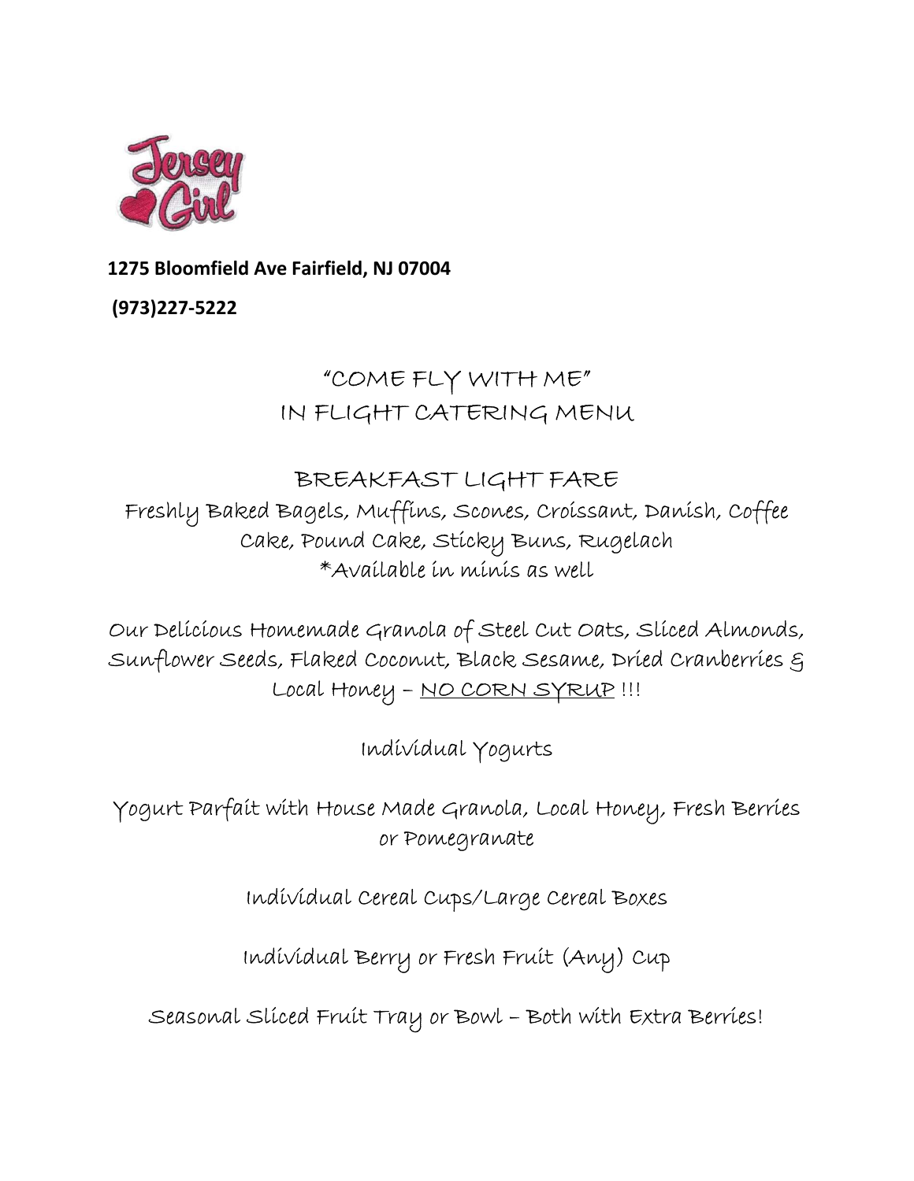Jersey Girl

**1275 Bloomfield Ave Fairfield, NJ 07004**

**(973)227-5222**

# "COME FLY WITH ME"
# IN FLIGHT CATERING MENU

## BREAKFAST LIGHT FARE

Freshly Baked Bagels, Muffins, Scones, Croissant, Danish, Coffee Cake, Pound Cake, Sticky Buns, Rugelach
*Available in minis as well

Our Delicious Homemade Granola of Steel Cut Oats, Sliced Almonds, Sunflower Seeds, Flaked Coconut, Black Sesame, Dried Cranberries & Local Honey – <u>NO CORN SYRUP</u> !!!

Individual Yogurts

Yogurt Parfait with House Made Granola, Local Honey, Fresh Berries or Pomegranate

Individual Cereal Cups/Large Cereal Boxes

Individual Berry or Fresh Fruit (Any) Cup

Seasonal Sliced Fruit Tray or Bowl – Both with Extra Berries!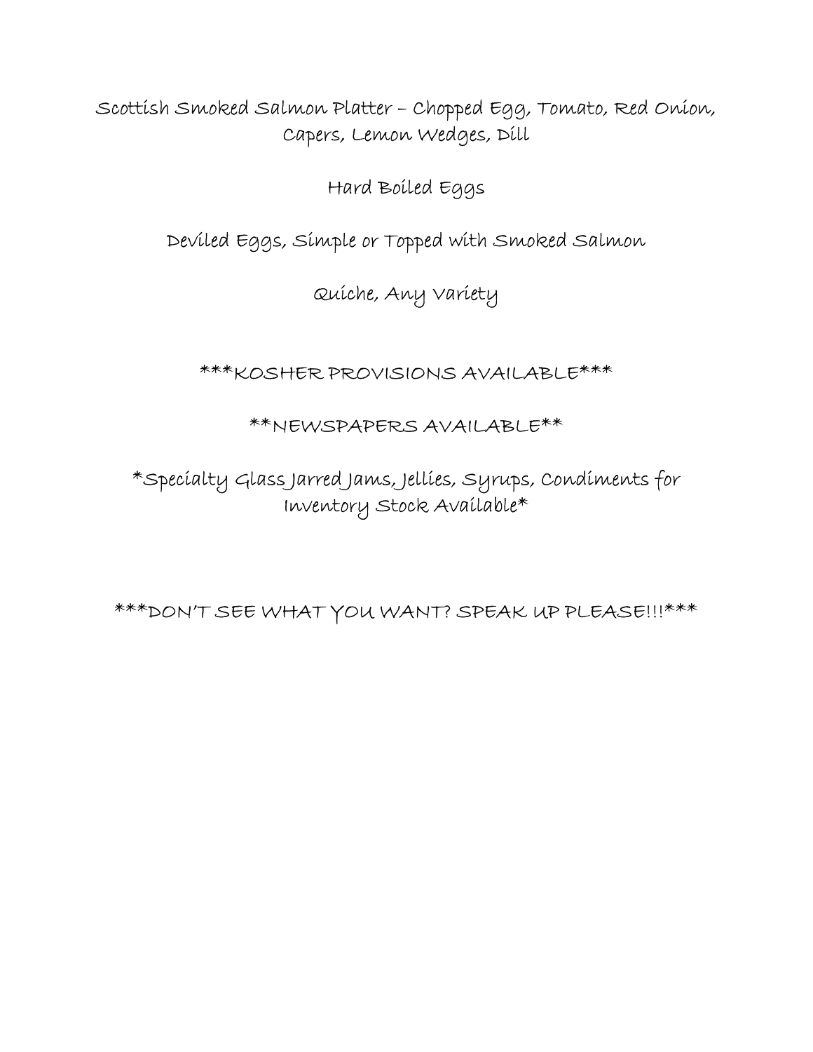Scottish Smoked Salmon Platter – Chopped Egg, Tomato, Red Onion, Capers, Lemon Wedges, Dill

Hard Boiled Eggs

Deviled Eggs, Simple or Topped with Smoked Salmon

Quiche, Any Variety

***KOSHER PROVISIONS AVAILABLE***

**NEWSPAPERS AVAILABLE**

*Specialty Glass Jarred Jams, Jellies, Syrups, Condiments for Inventory Stock Available*

***DON'T SEE WHAT YOU WANT? SPEAK UP PLEASE!!!***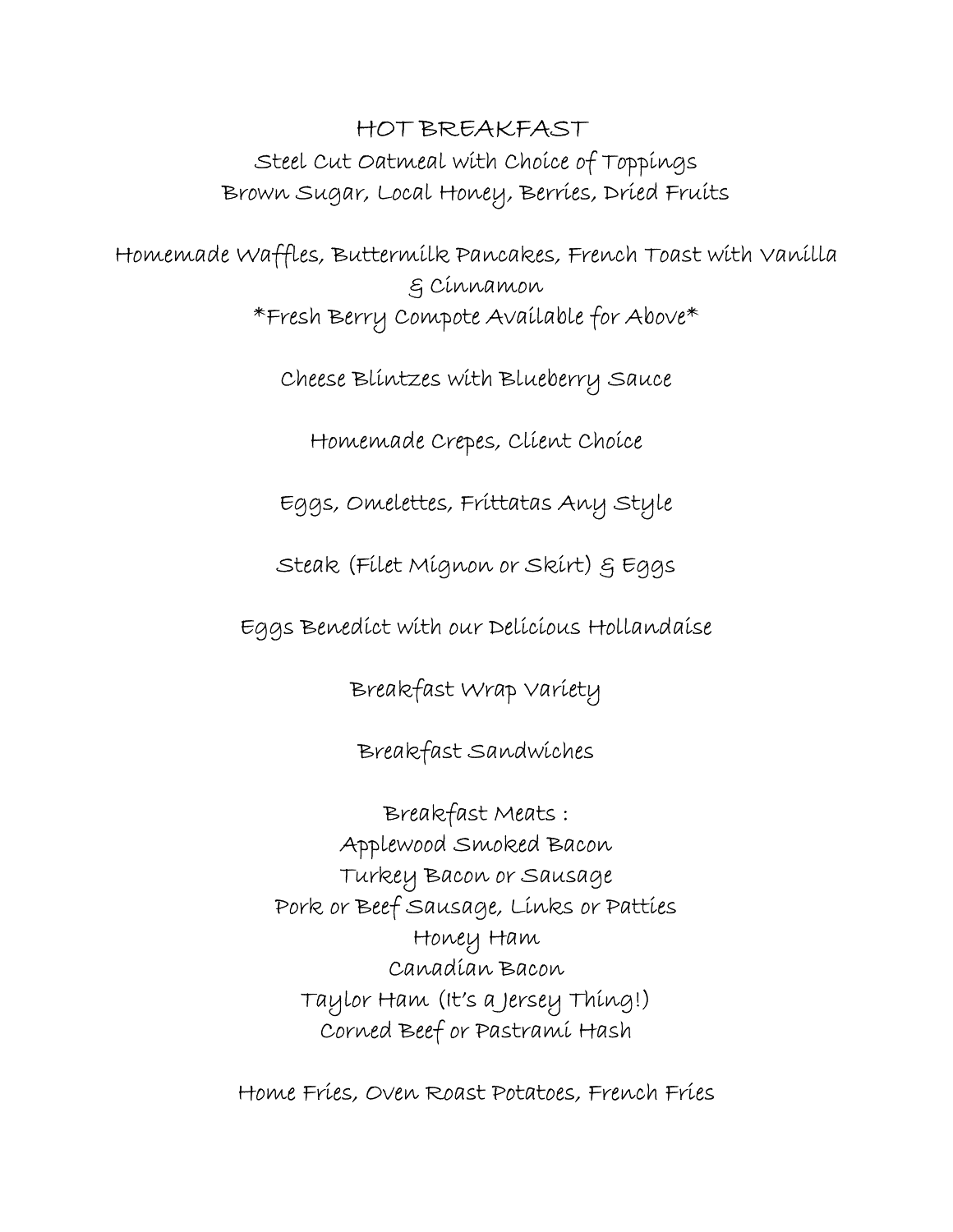# HOT BREAKFAST

Steel Cut Oatmeal with Choice of Toppings
Brown Sugar, Local Honey, Berries, Dried Fruits

Homemade Waffles, Buttermilk Pancakes, French Toast with Vanilla & Cinnamon
*Fresh Berry Compote Available for Above*

Cheese Blintzes with Blueberry Sauce

Homemade Crepes, Client Choice

Eggs, Omelettes, Frittatas Any Style

Steak (Filet Mignon or Skirt) & Eggs

Eggs Benedict with our Delicious Hollandaise

Breakfast Wrap Variety

Breakfast Sandwiches

Breakfast Meats :
Applewood Smoked Bacon
Turkey Bacon or Sausage
Pork or Beef Sausage, Links or Patties
Honey Ham
Canadian Bacon
Taylor Ham (It's a Jersey Thing!)
Corned Beef or Pastrami Hash

Home Fries, Oven Roast Potatoes, French Fries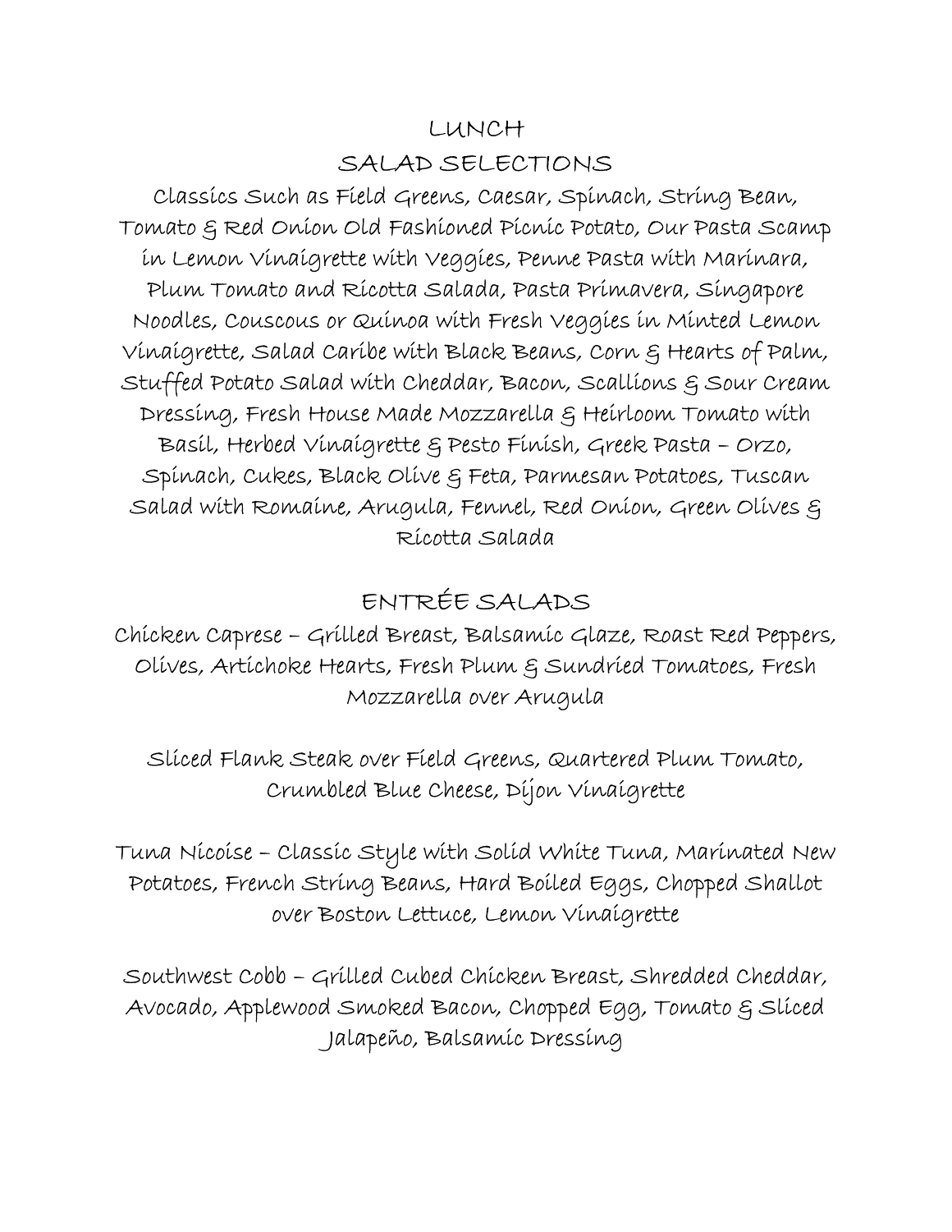# LUNCH

## SALAD SELECTIONS

Classics Such as Field Greens, Caesar, Spinach, String Bean, Tomato & Red Onion Old Fashioned Picnic Potato, Our Pasta Scamp in Lemon Vinaigrette with Veggies, Penne Pasta with Marinara, Plum Tomato and Ricotta Salada, Pasta Primavera, Singapore Noodles, Couscous or Quinoa with Fresh Veggies in Minted Lemon Vinaigrette, Salad Caribe with Black Beans, Corn & Hearts of Palm, Stuffed Potato Salad with Cheddar, Bacon, Scallions & Sour Cream Dressing, Fresh House Made Mozzarella & Heirloom Tomato with Basil, Herbed Vinaigrette & Pesto Finish, Greek Pasta – Orzo, Spinach, Cukes, Black Olive & Feta, Parmesan Potatoes, Tuscan Salad with Romaine, Arugula, Fennel, Red Onion, Green Olives & Ricotta Salada

## ENTRÉE SALADS

Chicken Caprese – Grilled Breast, Balsamic Glaze, Roast Red Peppers, Olives, Artichoke Hearts, Fresh Plum & Sundried Tomatoes, Fresh Mozzarella over Arugula

Sliced Flank Steak over Field Greens, Quartered Plum Tomato, Crumbled Blue Cheese, Dijon Vinaigrette

Tuna Nicoise – Classic Style with Solid White Tuna, Marinated New Potatoes, French String Beans, Hard Boiled Eggs, Chopped Shallot over Boston Lettuce, Lemon Vinaigrette

Southwest Cobb – Grilled Cubed Chicken Breast, Shredded Cheddar, Avocado, Applewood Smoked Bacon, Chopped Egg, Tomato & Sliced Jalapeño, Balsamic Dressing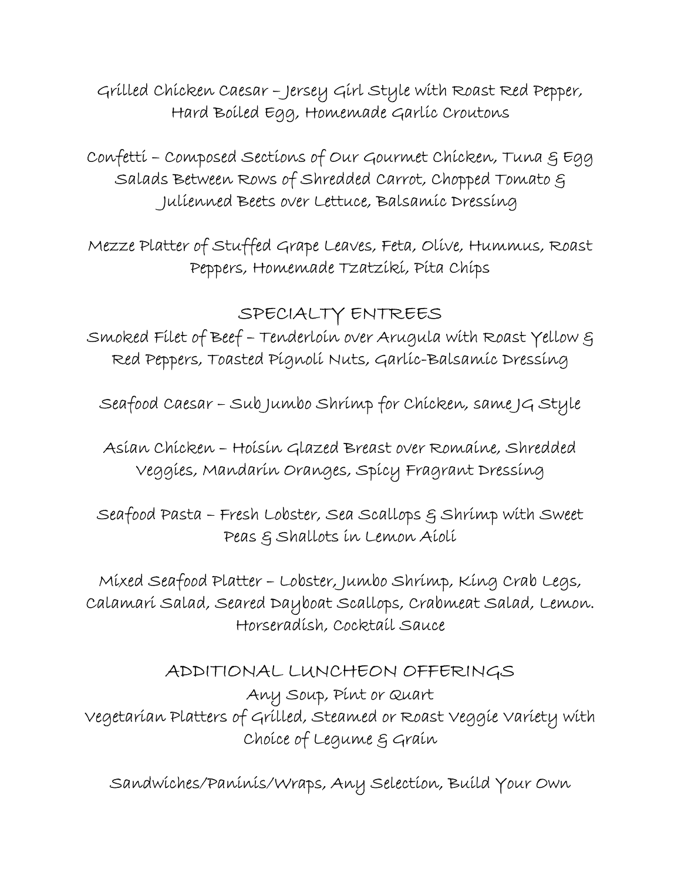Grilled Chicken Caesar – Jersey Girl Style with Roast Red Pepper, Hard Boiled Egg, Homemade Garlic Croutons

Confetti – Composed Sections of Our Gourmet Chicken, Tuna & Egg Salads Between Rows of Shredded Carrot, Chopped Tomato & Julienned Beets over Lettuce, Balsamic Dressing

Mezze Platter of Stuffed Grape Leaves, Feta, Olive, Hummus, Roast Peppers, Homemade Tzatziki, Pita Chips

## SPECIALTY ENTREES

Smoked Filet of Beef – Tenderloin over Arugula with Roast Yellow & Red Peppers, Toasted Pignoli Nuts, Garlic-Balsamic Dressing

Seafood Caesar – Sub Jumbo Shrimp for Chicken, same JG Style

Asian Chicken – Hoisin Glazed Breast over Romaine, Shredded Veggies, Mandarin Oranges, Spicy Fragrant Dressing

Seafood Pasta – Fresh Lobster, Sea Scallops & Shrimp with Sweet Peas & Shallots in Lemon Aioli

Mixed Seafood Platter – Lobster, Jumbo Shrimp, King Crab Legs, Calamari Salad, Seared Dayboat Scallops, Crabmeat Salad, Lemon. Horseradish, Cocktail Sauce

## ADDITIONAL LUNCHEON OFFERINGS

Any Soup, Pint or Quart

Vegetarian Platters of Grilled, Steamed or Roast Veggie Variety with Choice of Legume & Grain

Sandwiches/Paninis/Wraps, Any Selection, Build Your Own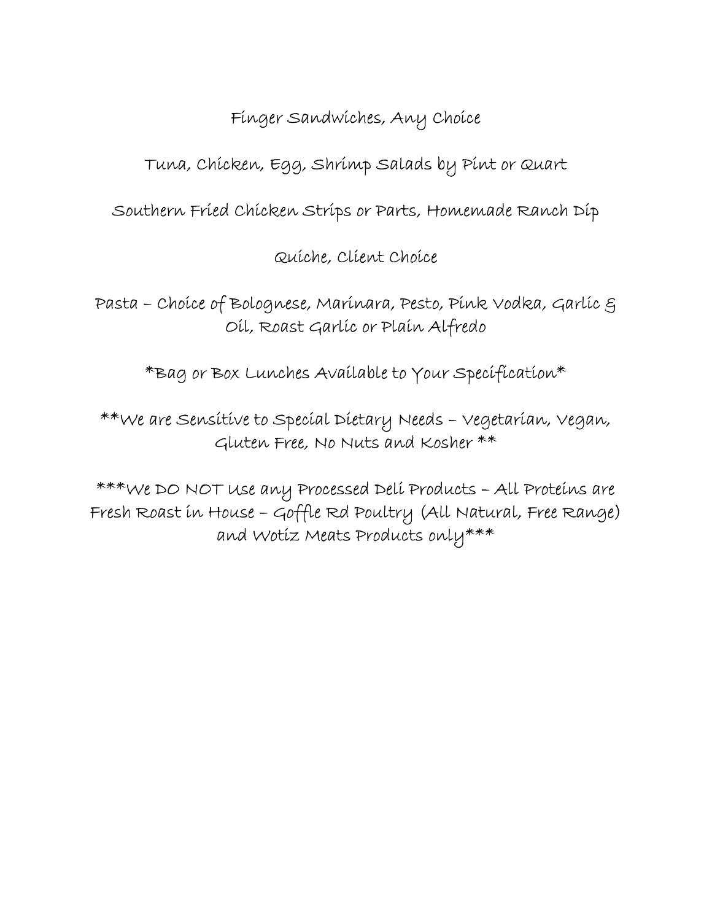Finger Sandwiches, Any Choice

Tuna, Chicken, Egg, Shrimp Salads by Pint or Quart

Southern Fried Chicken Strips or Parts, Homemade Ranch Dip

Quiche, Client Choice

Pasta – Choice of Bolognese, Marinara, Pesto, Pink Vodka, Garlic & Oil, Roast Garlic or Plain Alfredo

*Bag or Box Lunches Available to Your Specification*

**We are Sensitive to Special Dietary Needs – Vegetarian, Vegan, Gluten Free, No Nuts and Kosher **

***We DO NOT Use any Processed Deli Products – All Proteins are Fresh Roast in House – Goffle Rd Poultry (All Natural, Free Range) and Wotiz Meats Products only***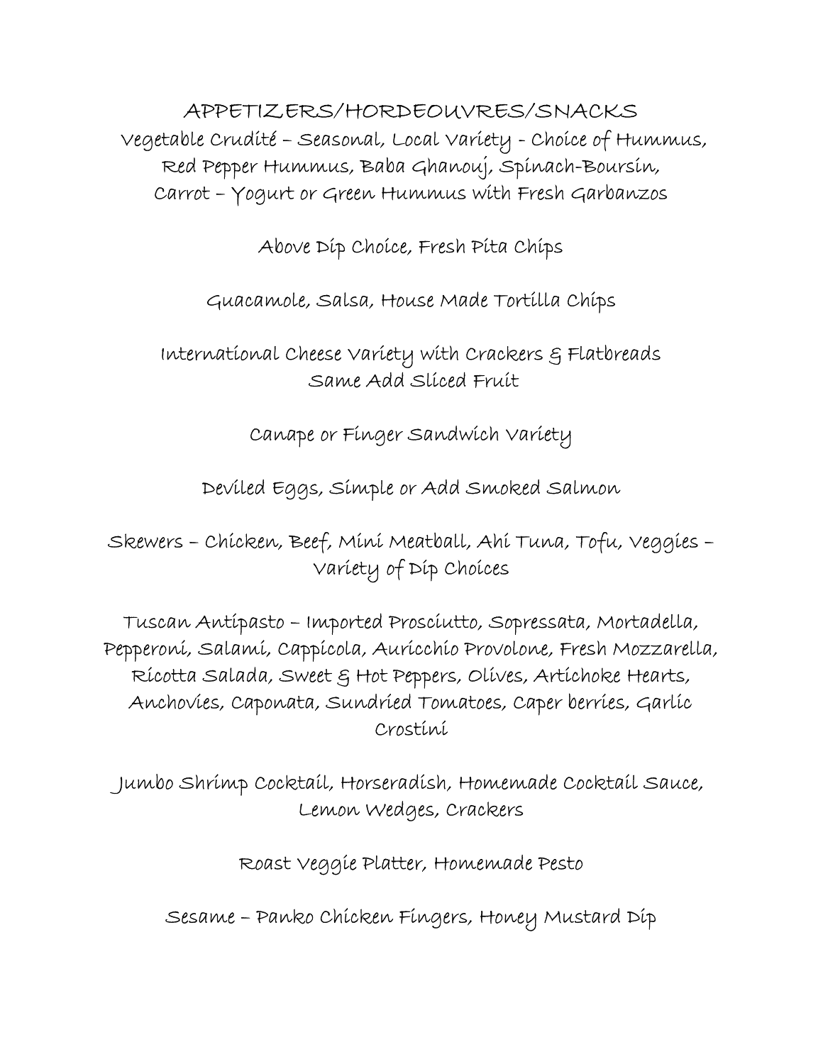# APPETIZERS/HORDEOUVRES/SNACKS

Vegetable Crudité – Seasonal, Local Variety - Choice of Hummus, Red Pepper Hummus, Baba Ghanouj, Spinach-Boursin, Carrot – Yogurt or Green Hummus with Fresh Garbanzos

Above Dip Choice, Fresh Pita Chips

Guacamole, Salsa, House Made Tortilla Chips

International Cheese Variety with Crackers & Flatbreads
Same Add Sliced Fruit

Canape or Finger Sandwich Variety

Deviled Eggs, Simple or Add Smoked Salmon

Skewers – Chicken, Beef, Mini Meatball, Ahi Tuna, Tofu, Veggies – Variety of Dip Choices

Tuscan Antipasto – Imported Prosciutto, Sopressata, Mortadella, Pepperoni, Salami, Cappicola, Auricchio Provolone, Fresh Mozzarella, Ricotta Salada, Sweet & Hot Peppers, Olives, Artichoke Hearts, Anchovies, Caponata, Sundried Tomatoes, Caper berries, Garlic Crostini

Jumbo Shrimp Cocktail, Horseradish, Homemade Cocktail Sauce, Lemon Wedges, Crackers

Roast Veggie Platter, Homemade Pesto

Sesame – Panko Chicken Fingers, Honey Mustard Dip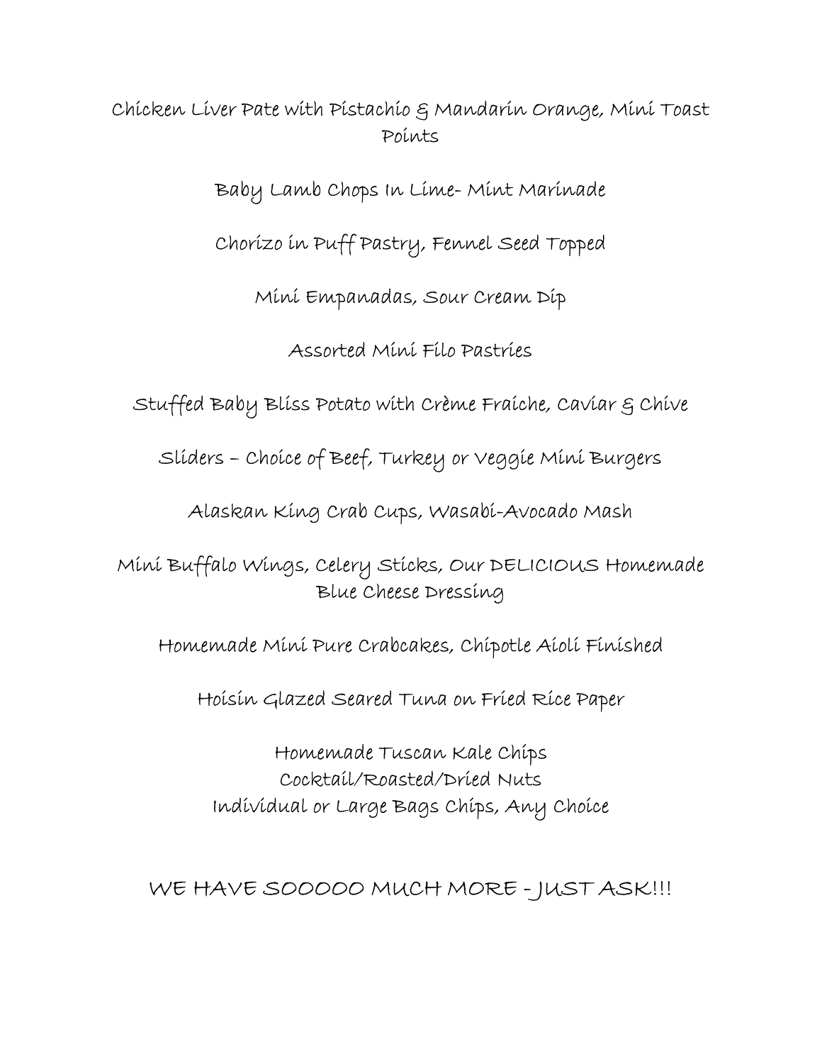Chicken Liver Pate with Pistachio & Mandarin Orange, Mini Toast Points

Baby Lamb Chops In Lime- Mint Marinade

Chorizo in Puff Pastry, Fennel Seed Topped

Mini Empanadas, Sour Cream Dip

Assorted Mini Filo Pastries

Stuffed Baby Bliss Potato with Crème Fraiche, Caviar & Chive

Sliders – Choice of Beef, Turkey or Veggie Mini Burgers

Alaskan King Crab Cups, Wasabi-Avocado Mash

Mini Buffalo Wings, Celery Sticks, Our DELICIOUS Homemade Blue Cheese Dressing

Homemade Mini Pure Crabcakes, Chipotle Aioli Finished

Hoisin Glazed Seared Tuna on Fried Rice Paper

Homemade Tuscan Kale Chips
Cocktail/Roasted/Dried Nuts
Individual or Large Bags Chips, Any Choice

WE HAVE SOOOOO MUCH MORE - JUST ASK!!!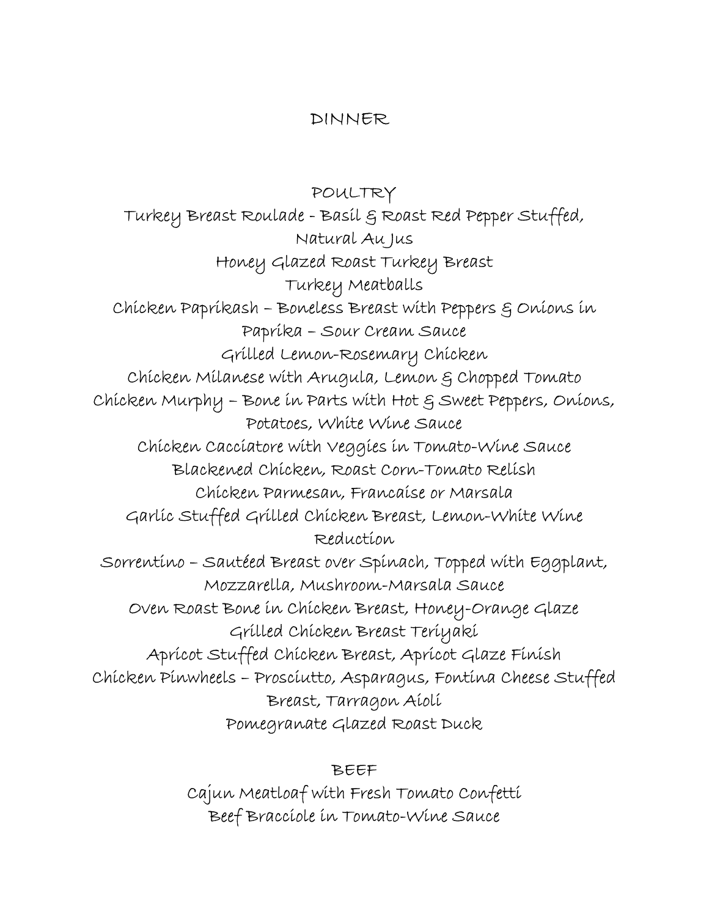# DINNER

## POULTRY

Turkey Breast Roulade - Basil & Roast Red Pepper Stuffed, Natural Au Jus

Honey Glazed Roast Turkey Breast

Turkey Meatballs

Chicken Paprikash – Boneless Breast with Peppers & Onions in Paprika – Sour Cream Sauce

Grilled Lemon-Rosemary Chicken

Chicken Milanese with Arugula, Lemon & Chopped Tomato

Chicken Murphy – Bone in Parts with Hot & Sweet Peppers, Onions, Potatoes, White Wine Sauce

Chicken Cacciatore with Veggies in Tomato-Wine Sauce

Blackened Chicken, Roast Corn-Tomato Relish

Chicken Parmesan, Francaise or Marsala

Garlic Stuffed Grilled Chicken Breast, Lemon-White Wine Reduction

Sorrentino – Sautéed Breast over Spinach, Topped with Eggplant, Mozzarella, Mushroom-Marsala Sauce

Oven Roast Bone in Chicken Breast, Honey-Orange Glaze

Grilled Chicken Breast Teriyaki

Apricot Stuffed Chicken Breast, Apricot Glaze Finish

Chicken Pinwheels – Prosciutto, Asparagus, Fontina Cheese Stuffed Breast, Tarragon Aioli

Pomegranate Glazed Roast Duck

## BEEF

Cajun Meatloaf with Fresh Tomato Confetti

Beef Bracciole in Tomato-Wine Sauce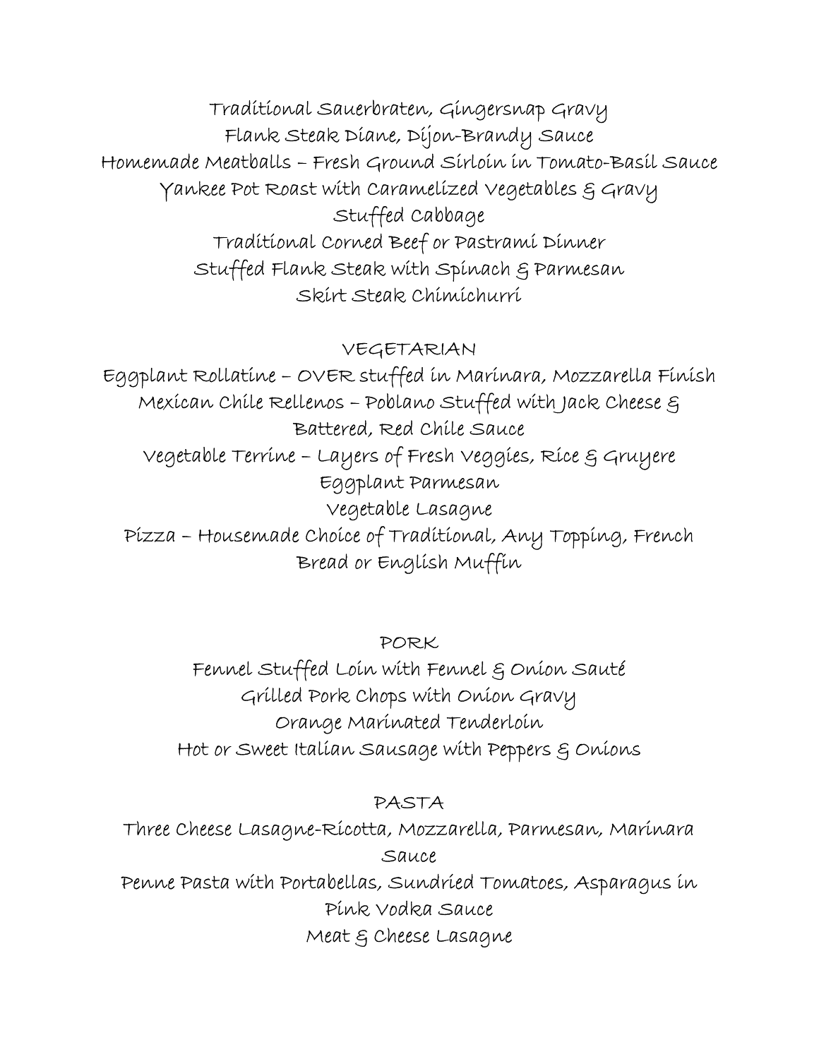Traditional Sauerbraten, Gingersnap Gravy

Flank Steak Diane, Dijon-Brandy Sauce

Homemade Meatballs – Fresh Ground Sirloin in Tomato-Basil Sauce

Yankee Pot Roast with Caramelized Vegetables & Gravy

Stuffed Cabbage

Traditional Corned Beef or Pastrami Dinner

Stuffed Flank Steak with Spinach & Parmesan

Skirt Steak Chimichurri

## VEGETARIAN

Eggplant Rollatine – OVER stuffed in Marinara, Mozzarella Finish

Mexican Chile Rellenos – Poblano Stuffed with Jack Cheese & Battered, Red Chile Sauce

Vegetable Terrine – Layers of Fresh Veggies, Rice & Gruyere

Eggplant Parmesan

Vegetable Lasagne

Pizza – Housemade Choice of Traditional, Any Topping, French Bread or English Muffin

## PORK

Fennel Stuffed Loin with Fennel & Onion Sauté

Grilled Pork Chops with Onion Gravy

Orange Marinated Tenderloin

Hot or Sweet Italian Sausage with Peppers & Onions

## PASTA

Three Cheese Lasagne-Ricotta, Mozzarella, Parmesan, Marinara Sauce

Penne Pasta with Portabellas, Sundried Tomatoes, Asparagus in Pink Vodka Sauce

Meat & Cheese Lasagne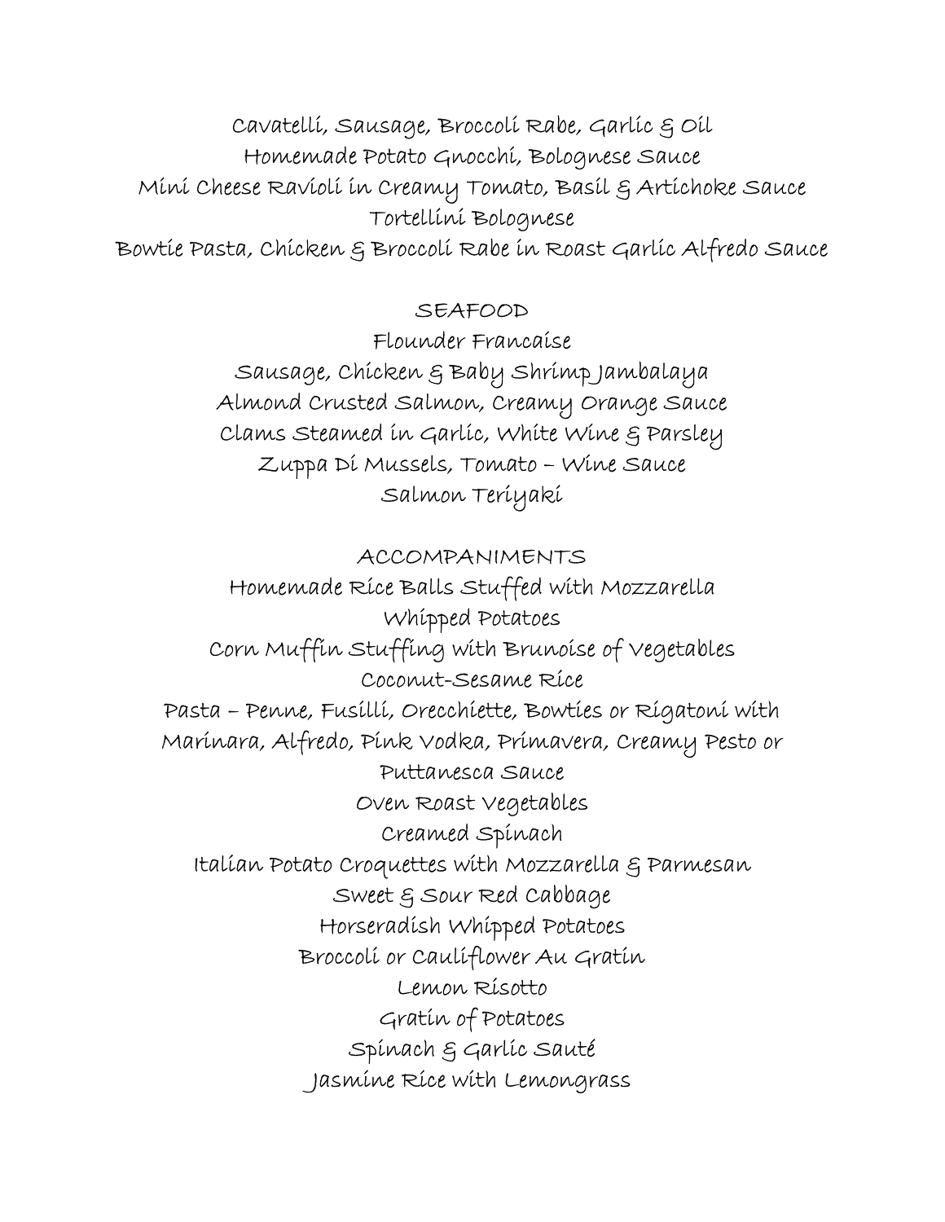Cavatelli, Sausage, Broccoli Rabe, Garlic & Oil
Homemade Potato Gnocchi, Bolognese Sauce
Mini Cheese Ravioli in Creamy Tomato, Basil & Artichoke Sauce
Tortellini Bolognese
Bowtie Pasta, Chicken & Broccoli Rabe in Roast Garlic Alfredo Sauce

## SEAFOOD

Flounder Francaise
Sausage, Chicken & Baby Shrimp Jambalaya
Almond Crusted Salmon, Creamy Orange Sauce
Clams Steamed in Garlic, White Wine & Parsley
Zuppa Di Mussels, Tomato – Wine Sauce
Salmon Teriyaki

## ACCOMPANIMENTS

Homemade Rice Balls Stuffed with Mozzarella
Whipped Potatoes
Corn Muffin Stuffing with Brunoise of Vegetables
Coconut-Sesame Rice
Pasta – Penne, Fusilli, Orecchiette, Bowties or Rigatoni with Marinara, Alfredo, Pink Vodka, Primavera, Creamy Pesto or Puttanesca Sauce
Oven Roast Vegetables
Creamed Spinach
Italian Potato Croquettes with Mozzarella & Parmesan
Sweet & Sour Red Cabbage
Horseradish Whipped Potatoes
Broccoli or Cauliflower Au Gratin
Lemon Risotto
Gratin of Potatoes
Spinach & Garlic Sauté
Jasmine Rice with Lemongrass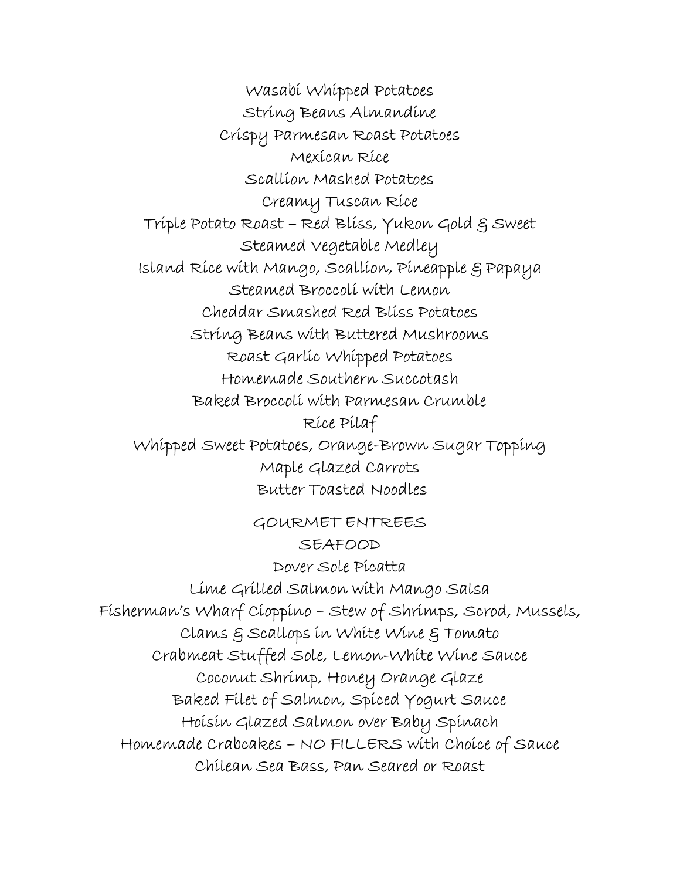Wasabi Whipped Potatoes
String Beans Almandine
Crispy Parmesan Roast Potatoes
Mexican Rice
Scallion Mashed Potatoes
Creamy Tuscan Rice
Triple Potato Roast – Red Bliss, Yukon Gold & Sweet
Steamed Vegetable Medley
Island Rice with Mango, Scallion, Pineapple & Papaya
Steamed Broccoli with Lemon
Cheddar Smashed Red Bliss Potatoes
String Beans with Buttered Mushrooms
Roast Garlic Whipped Potatoes
Homemade Southern Succotash
Baked Broccoli with Parmesan Crumble
Rice Pilaf
Whipped Sweet Potatoes, Orange-Brown Sugar Topping
Maple Glazed Carrots
Butter Toasted Noodles

## GOURMET ENTREES

### SEAFOOD

Dover Sole Picatta
Lime Grilled Salmon with Mango Salsa
Fisherman's Wharf Cioppino – Stew of Shrimps, Scrod, Mussels, Clams & Scallops in White Wine & Tomato
Crabmeat Stuffed Sole, Lemon-White Wine Sauce
Coconut Shrimp, Honey Orange Glaze
Baked Filet of Salmon, Spiced Yogurt Sauce
Hoisin Glazed Salmon over Baby Spinach
Homemade Crabcakes – NO FILLERS with Choice of Sauce
Chilean Sea Bass, Pan Seared or Roast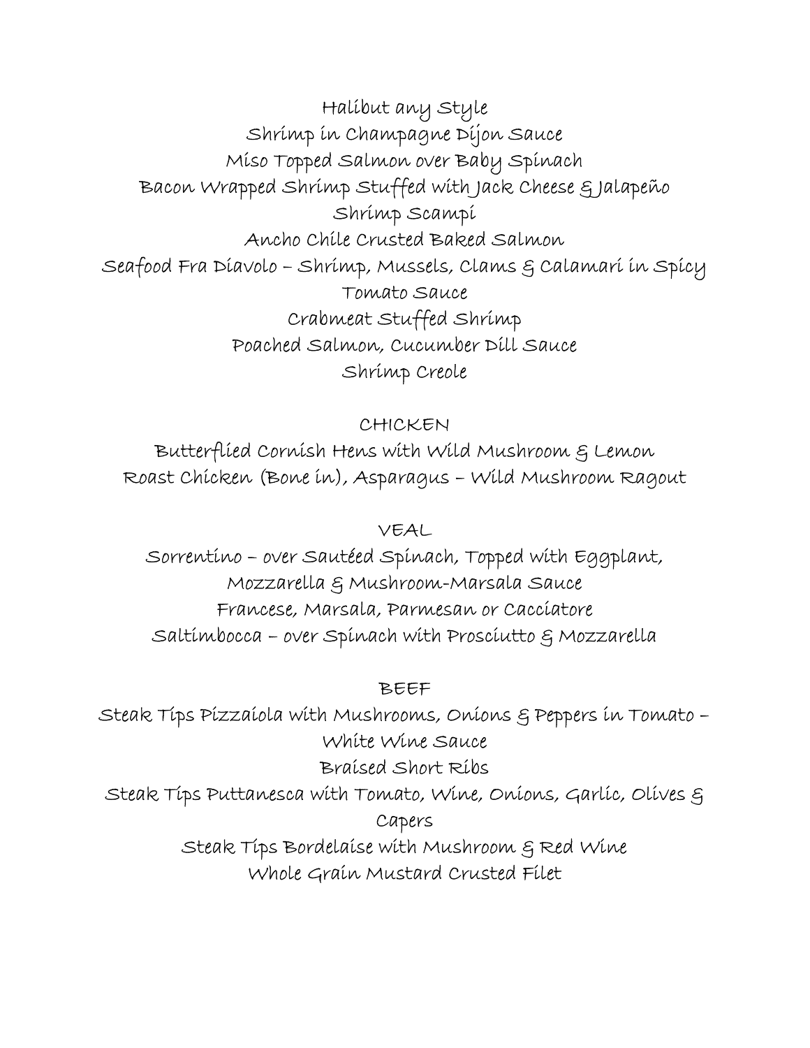Halibut any Style
Shrimp in Champagne Dijon Sauce
Miso Topped Salmon over Baby Spinach
Bacon Wrapped Shrimp Stuffed with Jack Cheese & Jalapeño
Shrimp Scampi
Ancho Chile Crusted Baked Salmon
Seafood Fra Diavolo – Shrimp, Mussels, Clams & Calamari in Spicy Tomato Sauce
Crabmeat Stuffed Shrimp
Poached Salmon, Cucumber Dill Sauce
Shrimp Creole

## CHICKEN

Butterflied Cornish Hens with Wild Mushroom & Lemon
Roast Chicken (Bone in), Asparagus – Wild Mushroom Ragout

## VEAL

Sorrentino – over Sautéed Spinach, Topped with Eggplant, Mozzarella & Mushroom-Marsala Sauce
Francese, Marsala, Parmesan or Cacciatore
Saltimbocca – over Spinach with Prosciutto & Mozzarella

## BEEF

Steak Tips Pizzaiola with Mushrooms, Onions & Peppers in Tomato – White Wine Sauce
Braised Short Ribs
Steak Tips Puttanesca with Tomato, Wine, Onions, Garlic, Olives & Capers
Steak Tips Bordelaise with Mushroom & Red Wine
Whole Grain Mustard Crusted Filet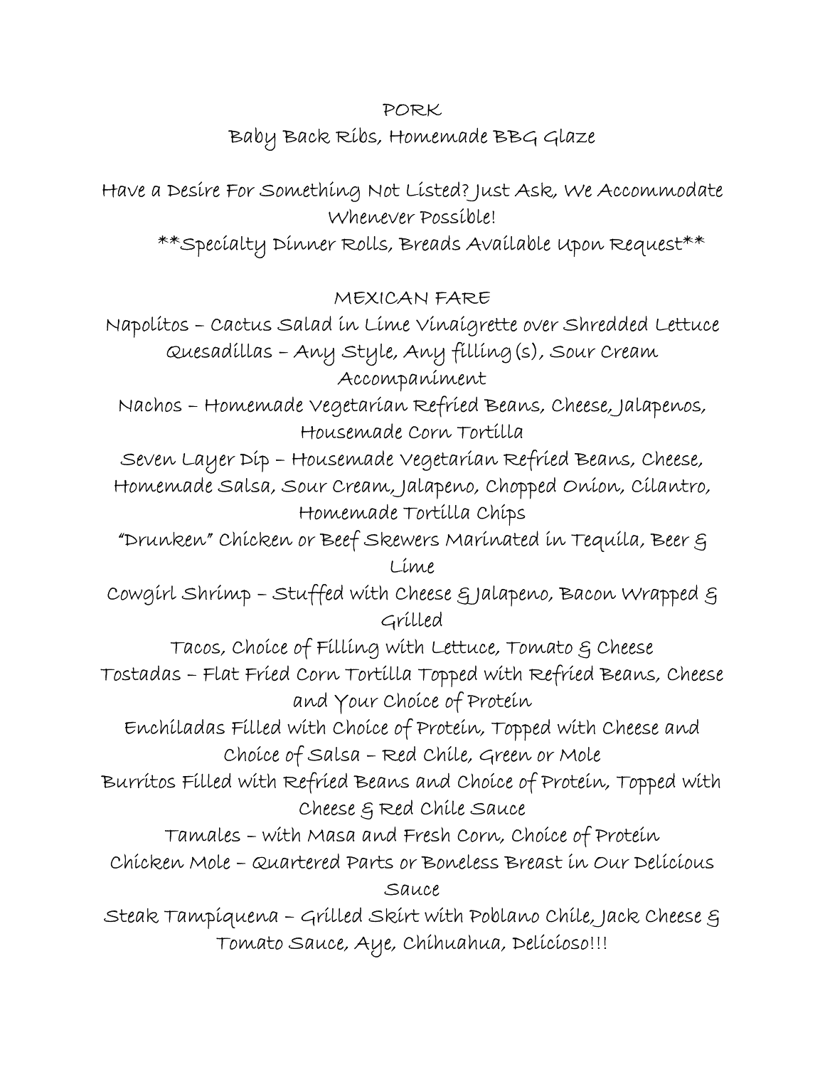## PORK

Baby Back Ribs, Homemade BBG Glaze

Have a Desire For Something Not Listed? Just Ask, We Accommodate Whenever Possible!

**Specialty Dinner Rolls, Breads Available Upon Request**

## MEXICAN FARE

Napolitos – Cactus Salad in Lime Vinaigrette over Shredded Lettuce

Quesadillas – Any Style, Any filling(s), Sour Cream Accompaniment

Nachos – Homemade Vegetarian Refried Beans, Cheese, Jalapenos, Housemade Corn Tortilla

Seven Layer Dip – Housemade Vegetarian Refried Beans, Cheese, Homemade Salsa, Sour Cream, Jalapeno, Chopped Onion, Cilantro, Homemade Tortilla Chips

"Drunken" Chicken or Beef Skewers Marinated in Tequila, Beer & Lime

Cowgirl Shrimp – Stuffed with Cheese & Jalapeno, Bacon Wrapped & Grilled

Tacos, Choice of Filling with Lettuce, Tomato & Cheese

Tostadas – Flat Fried Corn Tortilla Topped with Refried Beans, Cheese and Your Choice of Protein

Enchiladas Filled with Choice of Protein, Topped with Cheese and Choice of Salsa – Red Chile, Green or Mole

Burritos Filled with Refried Beans and Choice of Protein, Topped with Cheese & Red Chile Sauce

Tamales – with Masa and Fresh Corn, Choice of Protein

Chicken Mole – Quartered Parts or Boneless Breast in Our Delicious Sauce

Steak Tampiquena – Grilled Skirt with Poblano Chile, Jack Cheese & Tomato Sauce, Aye, Chihuahua, Delicioso!!!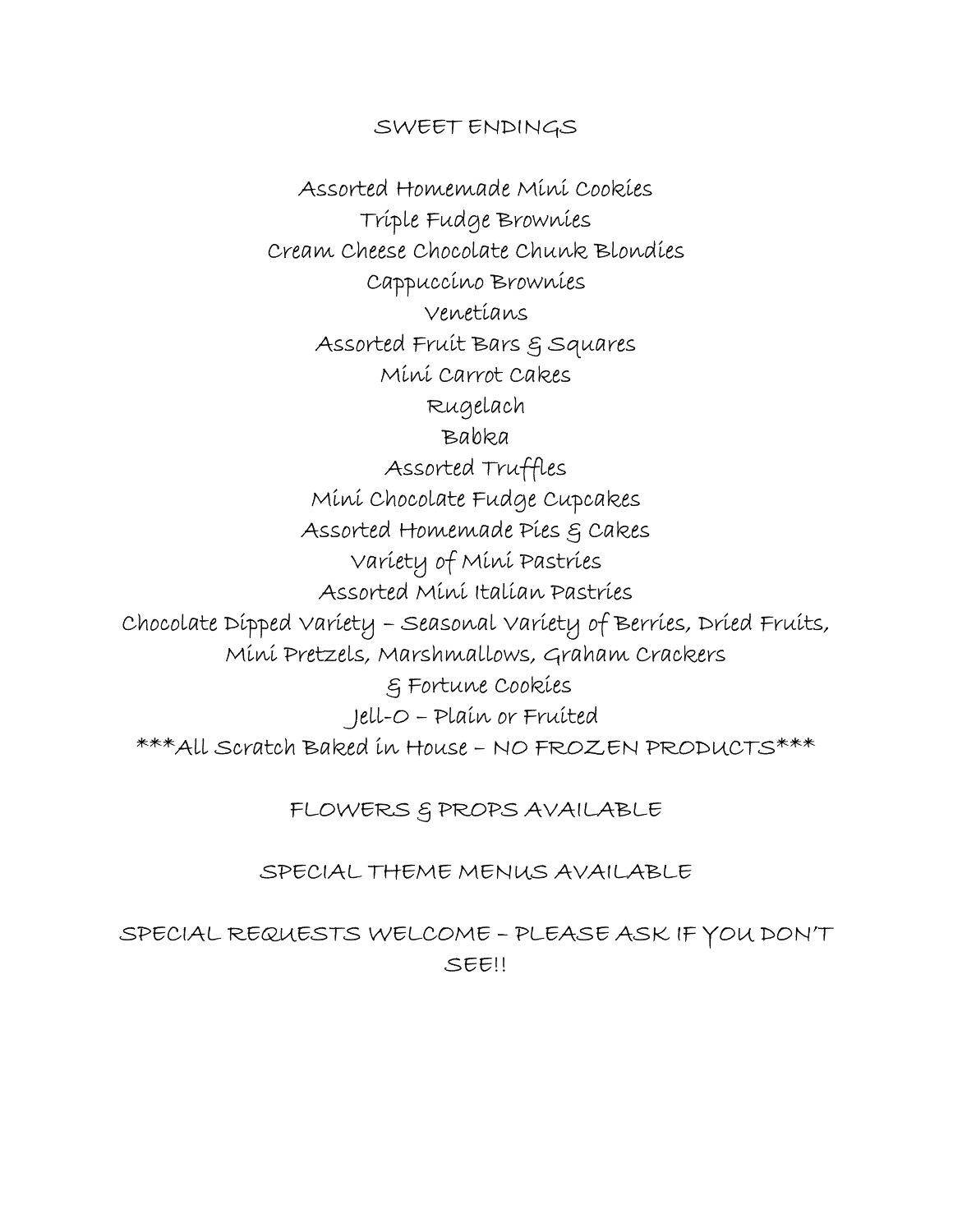# SWEET ENDINGS

Assorted Homemade Mini Cookies
Triple Fudge Brownies
Cream Cheese Chocolate Chunk Blondies
Cappuccino Brownies
Venetians
Assorted Fruit Bars & Squares
Mini Carrot Cakes
Rugelach
Babka
Assorted Truffles
Mini Chocolate Fudge Cupcakes
Assorted Homemade Pies & Cakes
Variety of Mini Pastries
Assorted Mini Italian Pastries
Chocolate Dipped Variety – Seasonal Variety of Berries, Dried Fruits, Mini Pretzels, Marshmallows, Graham Crackers & Fortune Cookies
Jell-O – Plain or Fruited
***All Scratch Baked in House – NO FROZEN PRODUCTS***

FLOWERS & PROPS AVAILABLE

SPECIAL THEME MENUS AVAILABLE

SPECIAL REQUESTS WELCOME – PLEASE ASK IF YOU DON'T SEE!!